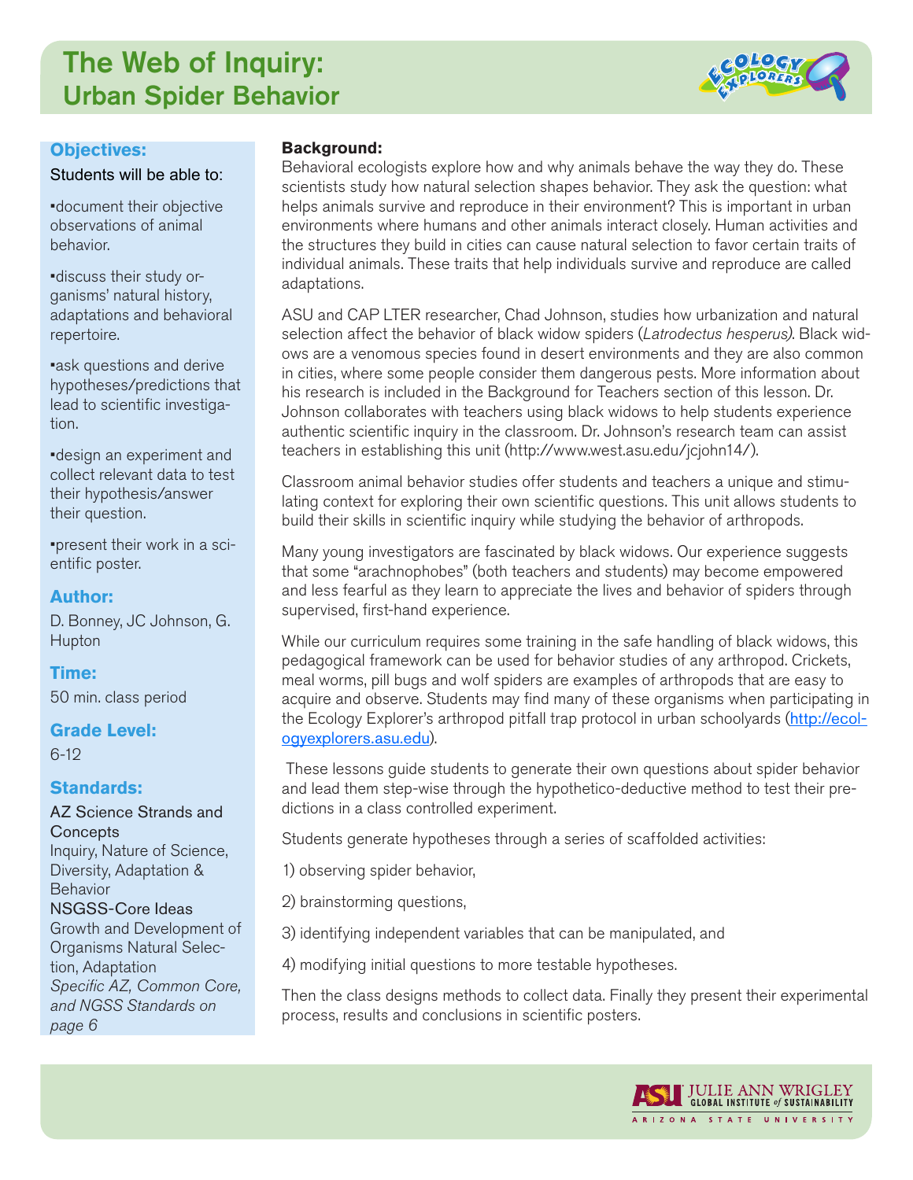# The Web of Inquiry: Urban Spider Behavior

## Objectives:

Students will be able to:

- document their objective observations of animal behavior.
- discuss their study organisms' natural history, adaptations and behavioral repertoire.
- ask questions and derive hypotheses/predictions that lead to scientific investigation.
- design an experiment and collect relevant data to test their hypothesis/answer their question.
- present their work in a scientific poster.

## Author:

D. Bonney, JC Johnson, G. Hupton

## Time:

50 min. class period

## Grade Level:

6-12

## Standards:

AZ Science Strands and Concepts
Inquiry, Nature of Science, Diversity, Adaptation & Behavior
NSGSS-Core Ideas
Growth and Development of Organisms Natural Selection, Adaptation
*Specific AZ, Common Core, and NGSS Standards on page 6*

**Background:**

Behavioral ecologists explore how and why animals behave the way they do. These scientists study how natural selection shapes behavior. They ask the question: what helps animals survive and reproduce in their environment? This is important in urban environments where humans and other animals interact closely. Human activities and the structures they build in cities can cause natural selection to favor certain traits of individual animals. These traits that help individuals survive and reproduce are called adaptations.

ASU and CAP LTER researcher, Chad Johnson, studies how urbanization and natural selection affect the behavior of black widow spiders (*Latrodectus hesperus)*. Black widows are a venomous species found in desert environments and they are also common in cities, where some people consider them dangerous pests. More information about his research is included in the Background for Teachers section of this lesson. Dr. Johnson collaborates with teachers using black widows to help students experience authentic scientific inquiry in the classroom. Dr. Johnson's research team can assist teachers in establishing this unit (http://www.west.asu.edu/jcjohn14/).

Classroom animal behavior studies offer students and teachers a unique and stimulating context for exploring their own scientific questions. This unit allows students to build their skills in scientific inquiry while studying the behavior of arthropods.

Many young investigators are fascinated by black widows. Our experience suggests that some "arachnophobes" (both teachers and students) may become empowered and less fearful as they learn to appreciate the lives and behavior of spiders through supervised, first-hand experience.

While our curriculum requires some training in the safe handling of black widows, this pedagogical framework can be used for behavior studies of any arthropod. Crickets, meal worms, pill bugs and wolf spiders are examples of arthropods that are easy to acquire and observe. Students may find many of these organisms when participating in the Ecology Explorer's arthropod pitfall trap protocol in urban schoolyards (http://ecologyexplorers.asu.edu).

These lessons guide students to generate their own questions about spider behavior and lead them step-wise through the hypothetico-deductive method to test their predictions in a class controlled experiment.

Students generate hypotheses through a series of scaffolded activities:

1) observing spider behavior,

2) brainstorming questions,

3) identifying independent variables that can be manipulated, and

4) modifying initial questions to more testable hypotheses.

Then the class designs methods to collect data. Finally they present their experimental process, results and conclusions in scientific posters.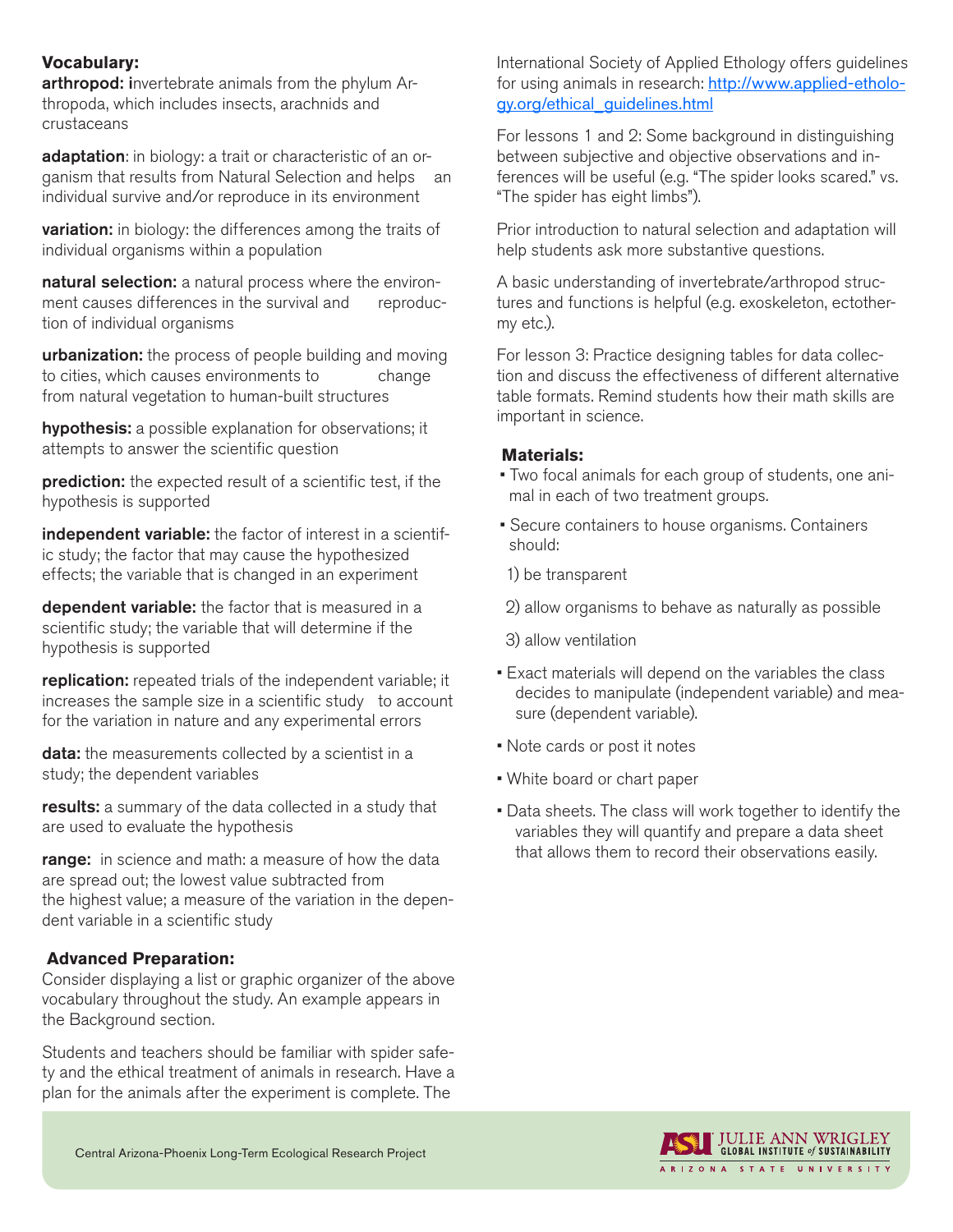**Vocabulary:**

**arthropod:** invertebrate animals from the phylum Arthropoda, which includes insects, arachnids and crustaceans

**adaptation**: in biology: a trait or characteristic of an organism that results from Natural Selection and helps an individual survive and/or reproduce in its environment

**variation:** in biology: the differences among the traits of individual organisms within a population

**natural selection:** a natural process where the environment causes differences in the survival and reproduction of individual organisms

**urbanization:** the process of people building and moving to cities, which causes environments to change from natural vegetation to human-built structures

**hypothesis:** a possible explanation for observations; it attempts to answer the scientific question

**prediction:** the expected result of a scientific test, if the hypothesis is supported

**independent variable:** the factor of interest in a scientific study; the factor that may cause the hypothesized effects; the variable that is changed in an experiment

**dependent variable:** the factor that is measured in a scientific study; the variable that will determine if the hypothesis is supported

**replication:** repeated trials of the independent variable; it increases the sample size in a scientific study to account for the variation in nature and any experimental errors

**data:** the measurements collected by a scientist in a study; the dependent variables

**results:** a summary of the data collected in a study that are used to evaluate the hypothesis

**range:** in science and math: a measure of how the data are spread out; the lowest value subtracted from the highest value; a measure of the variation in the dependent variable in a scientific study

**Advanced Preparation:**

Consider displaying a list or graphic organizer of the above vocabulary throughout the study. An example appears in the Background section.

Students and teachers should be familiar with spider safety and the ethical treatment of animals in research. Have a plan for the animals after the experiment is complete. The International Society of Applied Ethology offers guidelines for using animals in research: http://www.applied-ethology.org/ethical_guidelines.html

For lessons 1 and 2: Some background in distinguishing between subjective and objective observations and inferences will be useful (e.g. "The spider looks scared." vs. "The spider has eight limbs").

Prior introduction to natural selection and adaptation will help students ask more substantive questions.

A basic understanding of invertebrate/arthropod structures and functions is helpful (e.g. exoskeleton, ectothermy etc.).

For lesson 3: Practice designing tables for data collection and discuss the effectiveness of different alternative table formats. Remind students how their math skills are important in science.

**Materials:**

- Two focal animals for each group of students, one animal in each of two treatment groups.
- Secure containers to house organisms. Containers should:
  1) be transparent
  2) allow organisms to behave as naturally as possible
  3) allow ventilation
- Exact materials will depend on the variables the class decides to manipulate (independent variable) and measure (dependent variable).
- Note cards or post it notes
- White board or chart paper
- Data sheets. The class will work together to identify the variables they will quantify and prepare a data sheet that allows them to record their observations easily.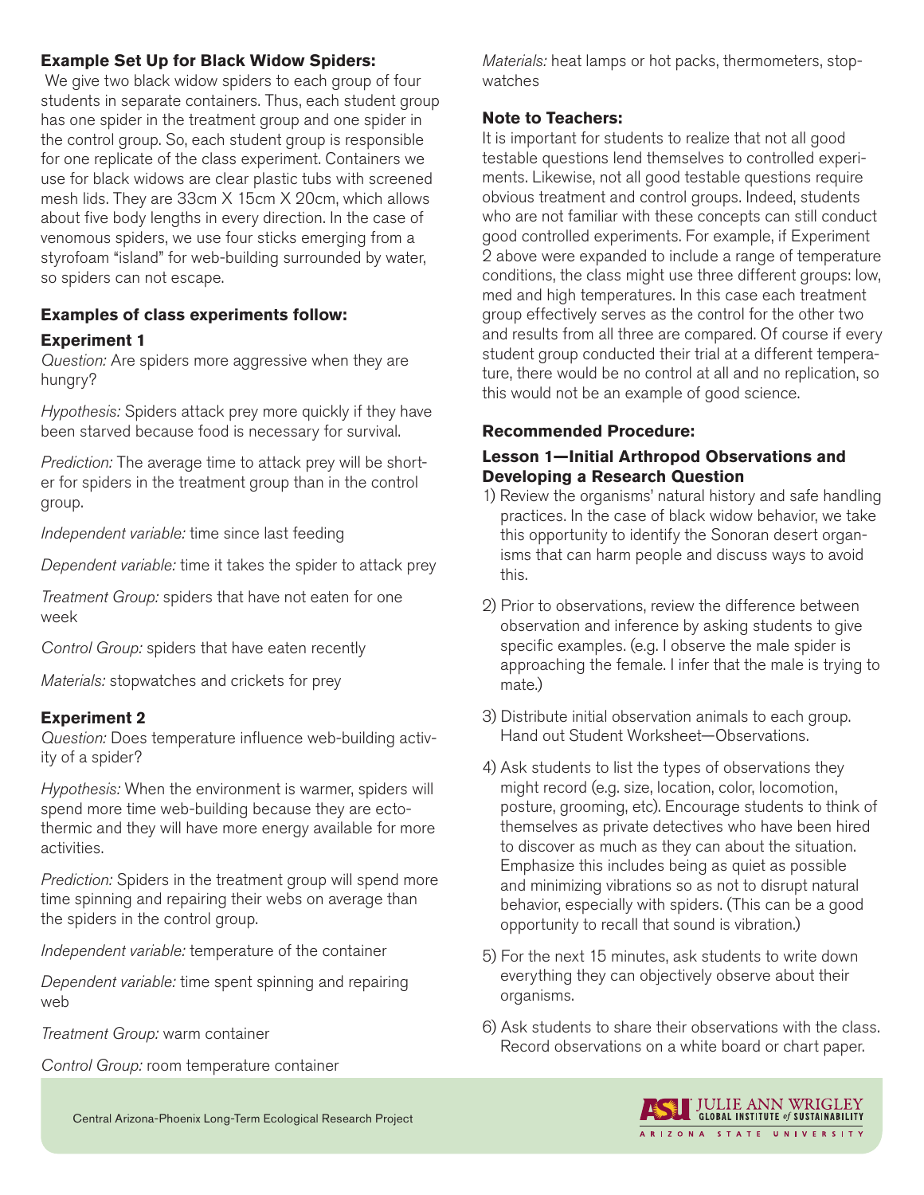**Example Set Up for Black Widow Spiders:**

We give two black widow spiders to each group of four students in separate containers. Thus, each student group has one spider in the treatment group and one spider in the control group. So, each student group is responsible for one replicate of the class experiment. Containers we use for black widows are clear plastic tubs with screened mesh lids. They are 33cm X 15cm X 20cm, which allows about five body lengths in every direction. In the case of venomous spiders, we use four sticks emerging from a styrofoam "island" for web-building surrounded by water, so spiders can not escape.

**Examples of class experiments follow:**

**Experiment 1**

*Question:* Are spiders more aggressive when they are hungry?

*Hypothesis:* Spiders attack prey more quickly if they have been starved because food is necessary for survival.

*Prediction:* The average time to attack prey will be shorter for spiders in the treatment group than in the control group.

*Independent variable:* time since last feeding

*Dependent variable:* time it takes the spider to attack prey

*Treatment Group:* spiders that have not eaten for one week

*Control Group:* spiders that have eaten recently

*Materials:* stopwatches and crickets for prey

**Experiment 2**

*Question:* Does temperature influence web-building activity of a spider?

*Hypothesis:* When the environment is warmer, spiders will spend more time web-building because they are ectothermic and they will have more energy available for more activities.

*Prediction:* Spiders in the treatment group will spend more time spinning and repairing their webs on average than the spiders in the control group.

*Independent variable:* temperature of the container

*Dependent variable:* time spent spinning and repairing web

*Treatment Group:* warm container

*Control Group:* room temperature container

*Materials:* heat lamps or hot packs, thermometers, stopwatches

**Note to Teachers:**

It is important for students to realize that not all good testable questions lend themselves to controlled experiments. Likewise, not all good testable questions require obvious treatment and control groups. Indeed, students who are not familiar with these concepts can still conduct good controlled experiments. For example, if Experiment 2 above were expanded to include a range of temperature conditions, the class might use three different groups: low, med and high temperatures. In this case each treatment group effectively serves as the control for the other two and results from all three are compared. Of course if every student group conducted their trial at a different temperature, there would be no control at all and no replication, so this would not be an example of good science.

**Recommended Procedure:**

**Lesson 1—Initial Arthropod Observations and Developing a Research Question**

1) Review the organisms' natural history and safe handling practices. In the case of black widow behavior, we take this opportunity to identify the Sonoran desert organisms that can harm people and discuss ways to avoid this.
2) Prior to observations, review the difference between observation and inference by asking students to give specific examples. (e.g. I observe the male spider is approaching the female. I infer that the male is trying to mate.)
3) Distribute initial observation animals to each group. Hand out Student Worksheet—Observations.
4) Ask students to list the types of observations they might record (e.g. size, location, color, locomotion, posture, grooming, etc). Encourage students to think of themselves as private detectives who have been hired to discover as much as they can about the situation. Emphasize this includes being as quiet as possible and minimizing vibrations so as not to disrupt natural behavior, especially with spiders. (This can be a good opportunity to recall that sound is vibration.)
5) For the next 15 minutes, ask students to write down everything they can objectively observe about their organisms.
6) Ask students to share their observations with the class. Record observations on a white board or chart paper.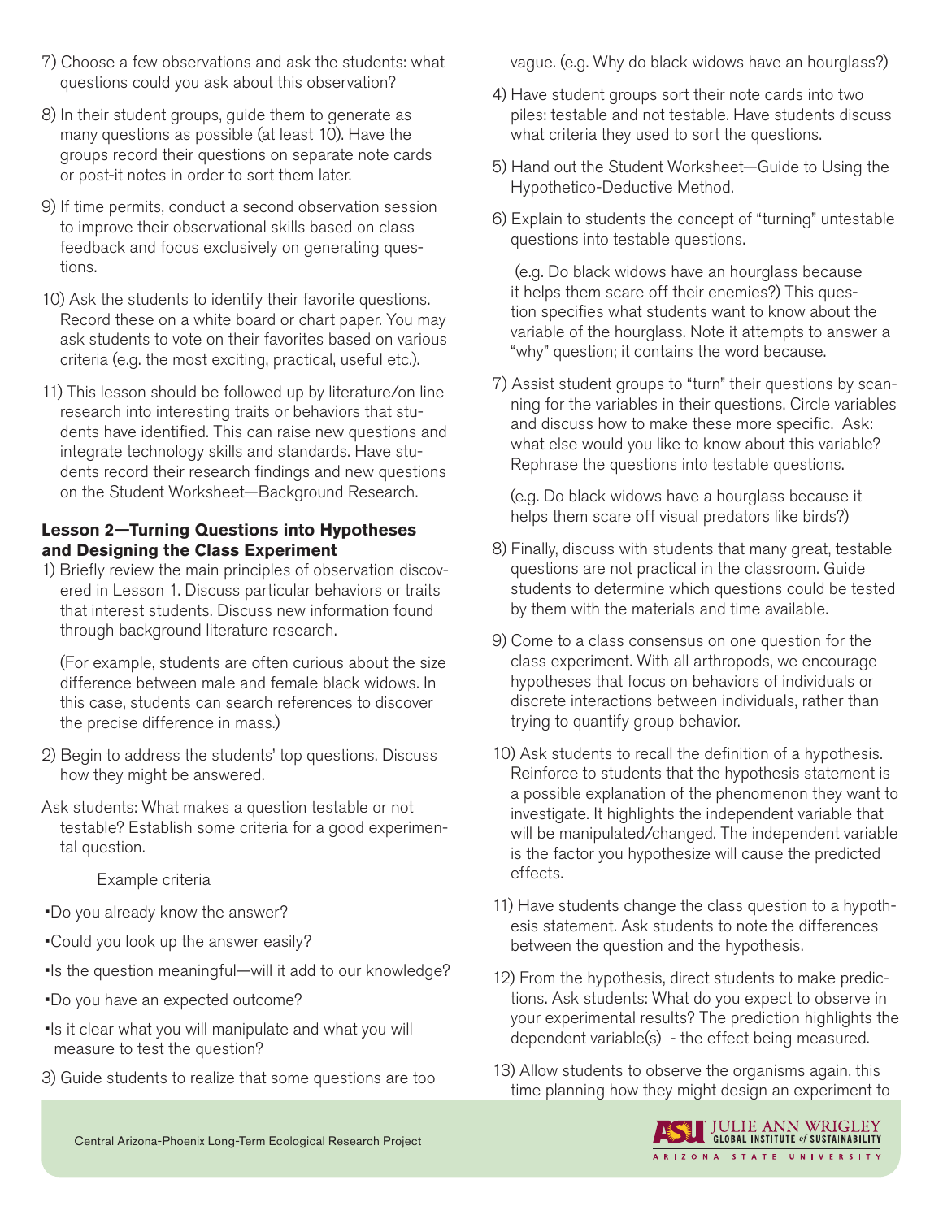7) Choose a few observations and ask the students: what questions could you ask about this observation?

8) In their student groups, guide them to generate as many questions as possible (at least 10). Have the groups record their questions on separate note cards or post-it notes in order to sort them later.

9) If time permits, conduct a second observation session to improve their observational skills based on class feedback and focus exclusively on generating questions.

10) Ask the students to identify their favorite questions. Record these on a white board or chart paper. You may ask students to vote on their favorites based on various criteria (e.g. the most exciting, practical, useful etc.).

11) This lesson should be followed up by literature/on line research into interesting traits or behaviors that students have identified. This can raise new questions and integrate technology skills and standards. Have students record their research findings and new questions on the Student Worksheet—Background Research.

**Lesson 2—Turning Questions into Hypotheses and Designing the Class Experiment**

1) Briefly review the main principles of observation discovered in Lesson 1. Discuss particular behaviors or traits that interest students. Discuss new information found through background literature research.

   (For example, students are often curious about the size difference between male and female black widows. In this case, students can search references to discover the precise difference in mass.)

2) Begin to address the students' top questions. Discuss how they might be answered.

Ask students: What makes a question testable or not testable? Establish some criteria for a good experimental question.

<u>Example criteria</u>

- Do you already know the answer?
- Could you look up the answer easily?
- Is the question meaningful—will it add to our knowledge?
- Do you have an expected outcome?
- Is it clear what you will manipulate and what you will measure to test the question?

3) Guide students to realize that some questions are too vague. (e.g. Why do black widows have an hourglass?)

4) Have student groups sort their note cards into two piles: testable and not testable. Have students discuss what criteria they used to sort the questions.

5) Hand out the Student Worksheet—Guide to Using the Hypothetico-Deductive Method.

6) Explain to students the concept of "turning" untestable questions into testable questions.

   (e.g. Do black widows have an hourglass because it helps them scare off their enemies?) This question specifies what students want to know about the variable of the hourglass. Note it attempts to answer a "why" question; it contains the word because.

7) Assist student groups to "turn" their questions by scanning for the variables in their questions. Circle variables and discuss how to make these more specific. Ask: what else would you like to know about this variable? Rephrase the questions into testable questions.

   (e.g. Do black widows have a hourglass because it helps them scare off visual predators like birds?)

8) Finally, discuss with students that many great, testable questions are not practical in the classroom. Guide students to determine which questions could be tested by them with the materials and time available.

9) Come to a class consensus on one question for the class experiment. With all arthropods, we encourage hypotheses that focus on behaviors of individuals or discrete interactions between individuals, rather than trying to quantify group behavior.

10) Ask students to recall the definition of a hypothesis. Reinforce to students that the hypothesis statement is a possible explanation of the phenomenon they want to investigate. It highlights the independent variable that will be manipulated/changed. The independent variable is the factor you hypothesize will cause the predicted effects.

11) Have students change the class question to a hypothesis statement. Ask students to note the differences between the question and the hypothesis.

12) From the hypothesis, direct students to make predictions. Ask students: What do you expect to observe in your experimental results? The prediction highlights the dependent variable(s) - the effect being measured.

13) Allow students to observe the organisms again, this time planning how they might design an experiment to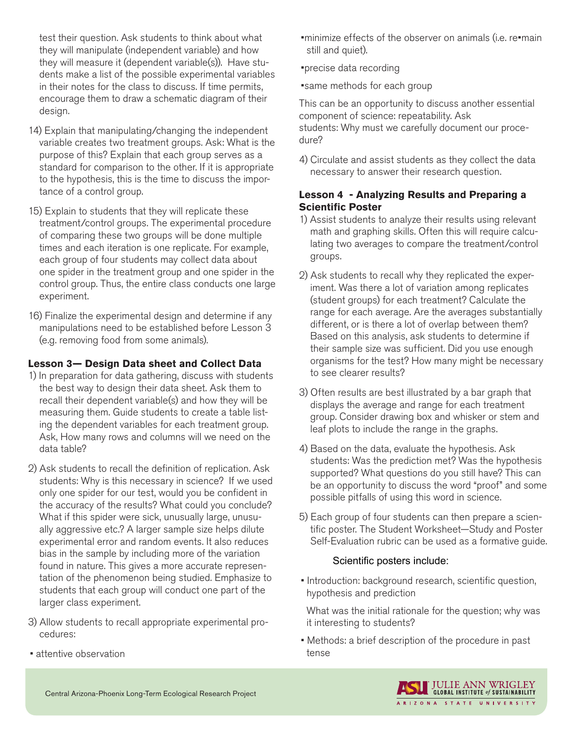test their question. Ask students to think about what they will manipulate (independent variable) and how they will measure it (dependent variable(s)). Have students make a list of the possible experimental variables in their notes for the class to discuss. If time permits, encourage them to draw a schematic diagram of their design.

14) Explain that manipulating/changing the independent variable creates two treatment groups. Ask: What is the purpose of this? Explain that each group serves as a standard for comparison to the other. If it is appropriate to the hypothesis, this is the time to discuss the importance of a control group.

15) Explain to students that they will replicate these treatment/control groups. The experimental procedure of comparing these two groups will be done multiple times and each iteration is one replicate. For example, each group of four students may collect data about one spider in the treatment group and one spider in the control group. Thus, the entire class conducts one large experiment.

16) Finalize the experimental design and determine if any manipulations need to be established before Lesson 3 (e.g. removing food from some animals).

**Lesson 3— Design Data sheet and Collect Data**

1) In preparation for data gathering, discuss with students the best way to design their data sheet. Ask them to recall their dependent variable(s) and how they will be measuring them. Guide students to create a table listing the dependent variables for each treatment group. Ask, How many rows and columns will we need on the data table?

2) Ask students to recall the definition of replication. Ask students: Why is this necessary in science? If we used only one spider for our test, would you be confident in the accuracy of the results? What could you conclude? What if this spider were sick, unusually large, unusually aggressive etc.? A larger sample size helps dilute experimental error and random events. It also reduces bias in the sample by including more of the variation found in nature. This gives a more accurate representation of the phenomenon being studied. Emphasize to students that each group will conduct one part of the larger class experiment.

3) Allow students to recall appropriate experimental procedures:

- attentive observation
- minimize effects of the observer on animals (i.e. re•main still and quiet).
- precise data recording
- same methods for each group

This can be an opportunity to discuss another essential component of science: repeatability. Ask students: Why must we carefully document our procedure?

4) Circulate and assist students as they collect the data necessary to answer their research question.

**Lesson 4 - Analyzing Results and Preparing a Scientific Poster**

1) Assist students to analyze their results using relevant math and graphing skills. Often this will require calculating two averages to compare the treatment/control groups.

2) Ask students to recall why they replicated the experiment. Was there a lot of variation among replicates (student groups) for each treatment? Calculate the range for each average. Are the averages substantially different, or is there a lot of overlap between them? Based on this analysis, ask students to determine if their sample size was sufficient. Did you use enough organisms for the test? How many might be necessary to see clearer results?

3) Often results are best illustrated by a bar graph that displays the average and range for each treatment group. Consider drawing box and whisker or stem and leaf plots to include the range in the graphs.

4) Based on the data, evaluate the hypothesis. Ask students: Was the prediction met? Was the hypothesis supported? What questions do you still have? This can be an opportunity to discuss the word "proof" and some possible pitfalls of using this word in science.

5) Each group of four students can then prepare a scientific poster. The Student Worksheet—Study and Poster Self-Evaluation rubric can be used as a formative guide.

Scientific posters include:

- Introduction: background research, scientific question, hypothesis and prediction

  What was the initial rationale for the question; why was it interesting to students?

- Methods: a brief description of the procedure in past tense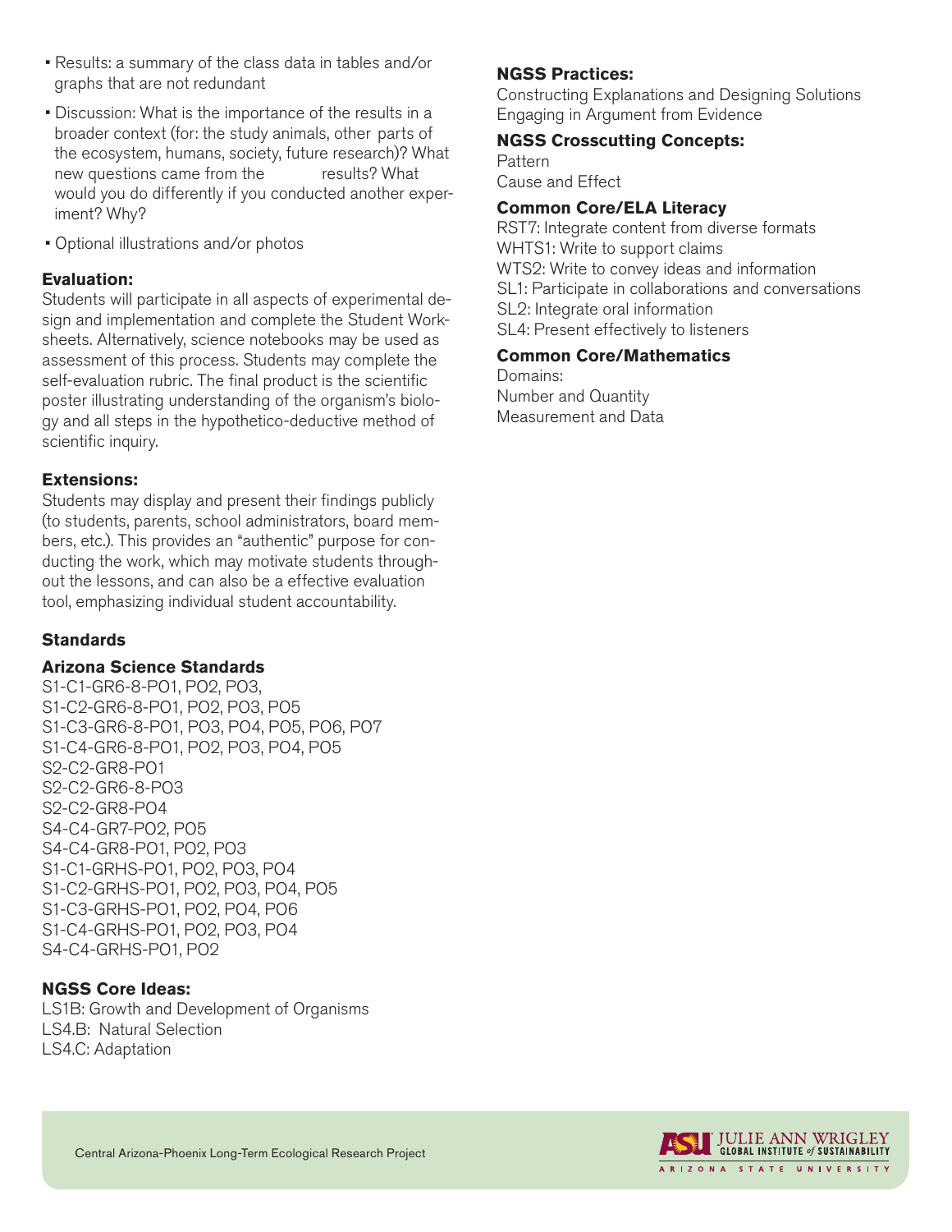- Results: a summary of the class data in tables and/or graphs that are not redundant
- Discussion: What is the importance of the results in a broader context (for: the study animals, other parts of the ecosystem, humans, society, future research)? What new questions came from the results? What would you do differently if you conducted another experiment? Why?
- Optional illustrations and/or photos

**Evaluation:**
Students will participate in all aspects of experimental design and implementation and complete the Student Worksheets. Alternatively, science notebooks may be used as assessment of this process. Students may complete the self-evaluation rubric. The final product is the scientific poster illustrating understanding of the organism's biology and all steps in the hypothetico-deductive method of scientific inquiry.

**Extensions:**
Students may display and present their findings publicly (to students, parents, school administrators, board members, etc.). This provides an "authentic" purpose for conducting the work, which may motivate students throughout the lessons, and can also be a effective evaluation tool, emphasizing individual student accountability.

**Standards**

**Arizona Science Standards**
S1-C1-GR6-8-PO1, PO2, PO3,
S1-C2-GR6-8-PO1, PO2, PO3, PO5
S1-C3-GR6-8-PO1, PO3, PO4, PO5, PO6, PO7
S1-C4-GR6-8-PO1, PO2, PO3, PO4, PO5
S2-C2-GR8-PO1
S2-C2-GR6-8-PO3
S2-C2-GR8-PO4
S4-C4-GR7-PO2, PO5
S4-C4-GR8-PO1, PO2, PO3
S1-C1-GRHS-PO1, PO2, PO3, PO4
S1-C2-GRHS-PO1, PO2, PO3, PO4, PO5
S1-C3-GRHS-PO1, PO2, PO4, PO6
S1-C4-GRHS-PO1, PO2, PO3, PO4
S4-C4-GRHS-PO1, PO2

**NGSS Core Ideas:**
LS1B: Growth and Development of Organisms
LS4.B: Natural Selection
LS4.C: Adaptation

**NGSS Practices:**
Constructing Explanations and Designing Solutions
Engaging in Argument from Evidence

**NGSS Crosscutting Concepts:**
Pattern
Cause and Effect

**Common Core/ELA Literacy**
RST7: Integrate content from diverse formats
WHTS1: Write to support claims
WTS2: Write to convey ideas and information
SL1: Participate in collaborations and conversations
SL2: Integrate oral information
SL4: Present effectively to listeners

**Common Core/Mathematics**
Domains:
Number and Quantity
Measurement and Data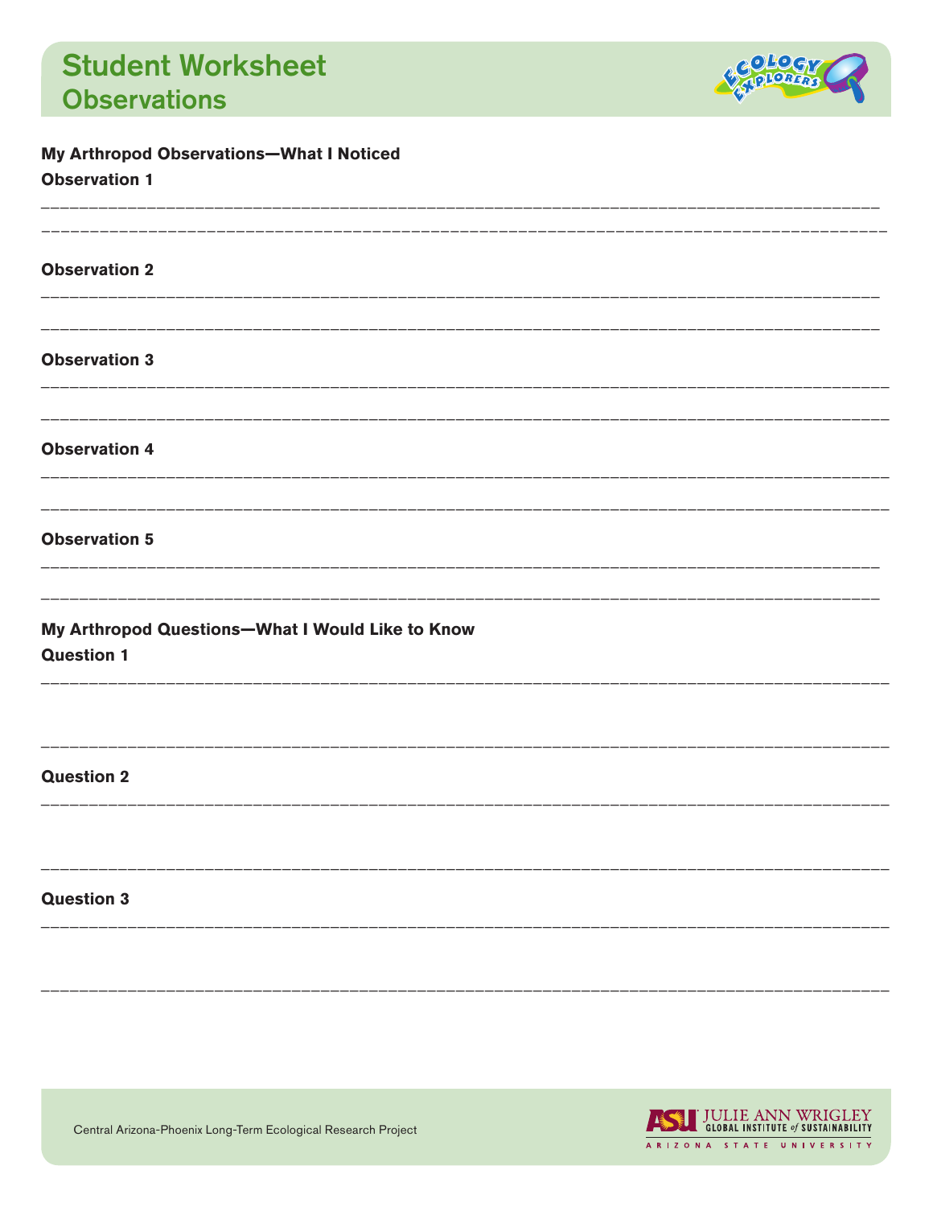# Student Worksheet
## Observations

**My Arthropod Observations—What I Noticed**

**Observation 1**

________________________________________________________________________________________

________________________________________________________________________________________

**Observation 2**

________________________________________________________________________________________

________________________________________________________________________________________

**Observation 3**

________________________________________________________________________________________

________________________________________________________________________________________

**Observation 4**

________________________________________________________________________________________

________________________________________________________________________________________

**Observation 5**

________________________________________________________________________________________

________________________________________________________________________________________

**My Arthropod Questions—What I Would Like to Know**

**Question 1**

________________________________________________________________________________________

________________________________________________________________________________________

**Question 2**

________________________________________________________________________________________

________________________________________________________________________________________

**Question 3**

________________________________________________________________________________________

________________________________________________________________________________________

Central Arizona-Phoenix Long-Term Ecological Research Project

ASU Julie Ann Wrigley Global Institute of Sustainability, Arizona State University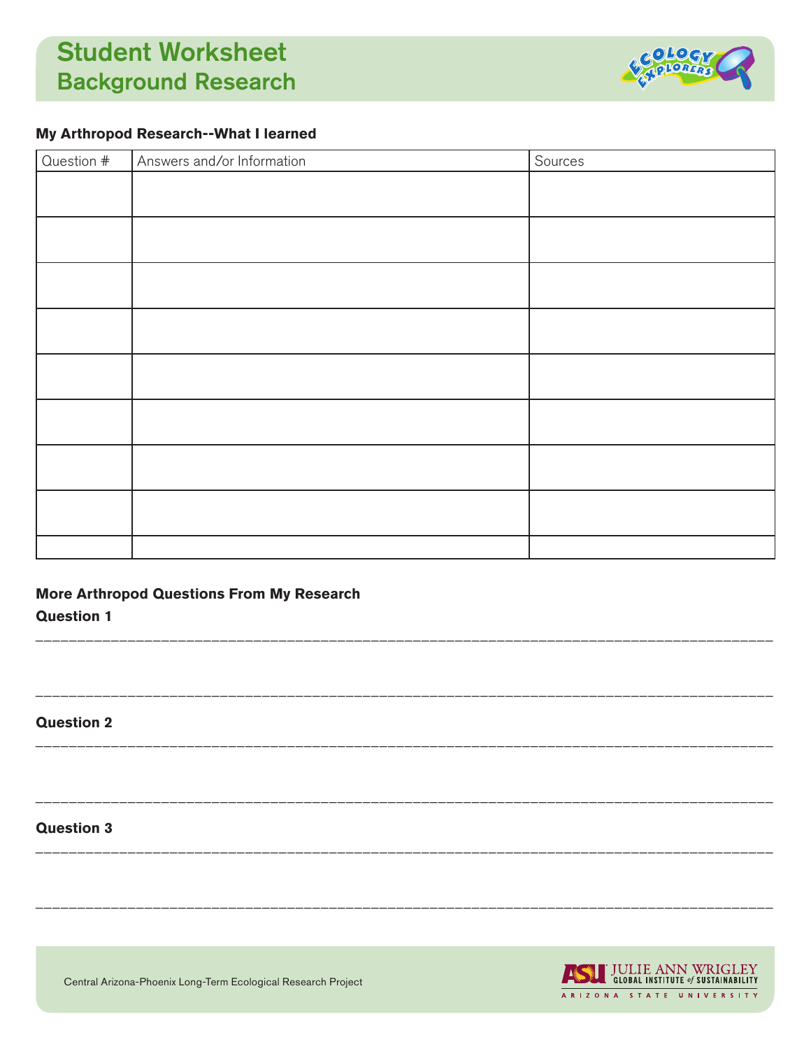# Student Worksheet
## Background Research

**My Arthropod Research--What I learned**

| Question # | Answers and/or Information | Sources |
|---|---|---|
| | | |
| | | |
| | | |
| | | |
| | | |
| | | |
| | | |
| | | |
| | | |

**More Arthropod Questions From My Research**

**Question 1**

______________________________________________________________________________________

______________________________________________________________________________________

**Question 2**

______________________________________________________________________________________

______________________________________________________________________________________

**Question 3**

______________________________________________________________________________________

______________________________________________________________________________________

Central Arizona-Phoenix Long-Term Ecological Research Project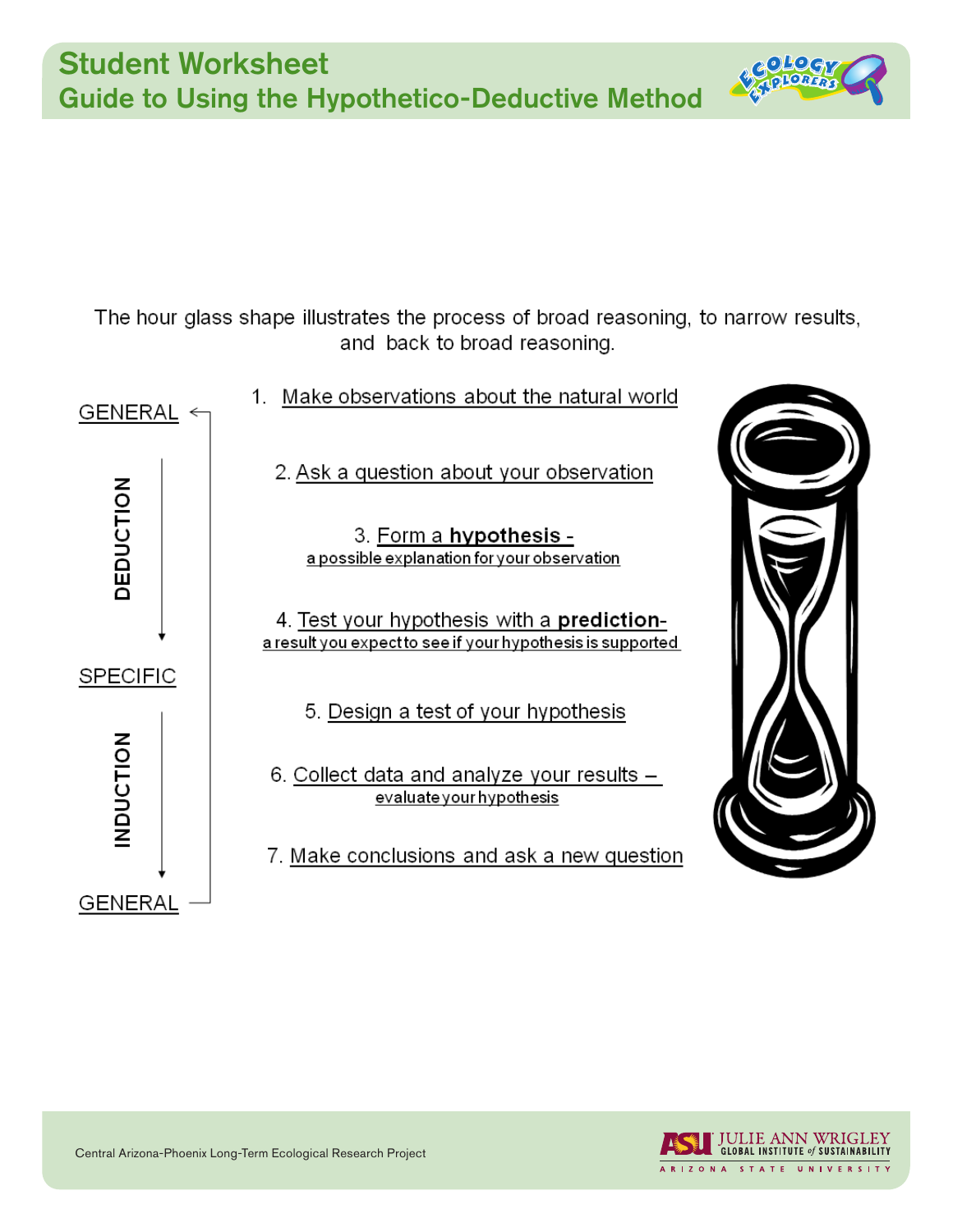# Student Worksheet

## Guide to Using the Hypothetico-Deductive Method

The hour glass shape illustrates the process of broad reasoning, to narrow results, and back to broad reasoning.

GENERAL

DEDUCTION

SPECIFIC

INDUCTION

GENERAL

1. Make observations about the natural world
2. Ask a question about your observation
3. Form a **hypothesis** - a possible explanation for your observation
4. Test your hypothesis with a **prediction**- a result you expect to see if your hypothesis is supported
5. Design a test of your hypothesis
6. Collect data and analyze your results – evaluate your hypothesis
7. Make conclusions and ask a new question

Central Arizona-Phoenix Long-Term Ecological Research Project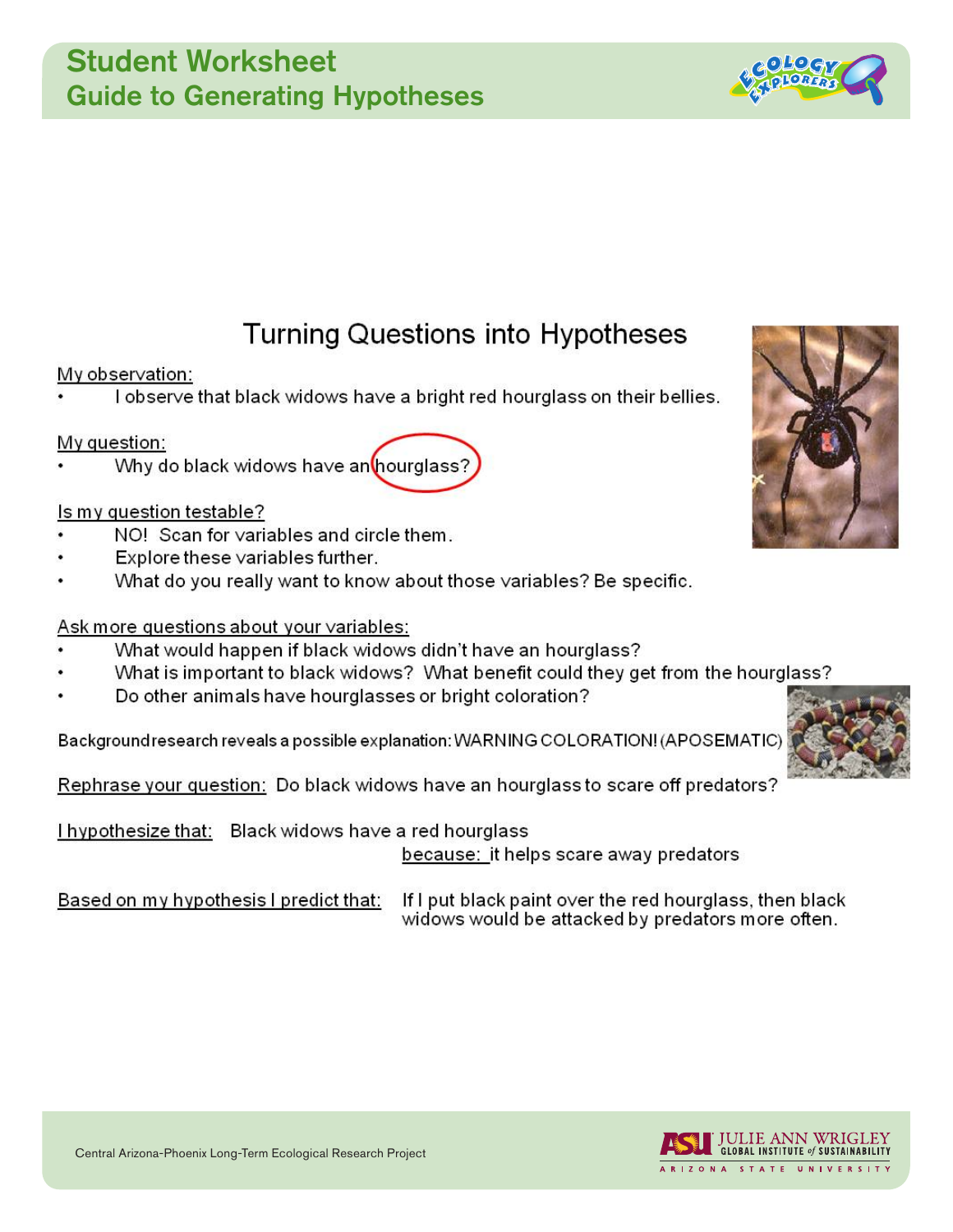# Student Worksheet
## Guide to Generating Hypotheses

### Turning Questions into Hypotheses

My observation:

- I observe that black widows have a bright red hourglass on their bellies.

My question:

- Why do black widows have an hourglass?

Is my question testable?

- NO! Scan for variables and circle them.
- Explore these variables further.
- What do you really want to know about those variables? Be specific.

Ask more questions about your variables:

- What would happen if black widows didn't have an hourglass?
- What is important to black widows? What benefit could they get from the hourglass?
- Do other animals have hourglasses or bright coloration?

Background research reveals a possible explanation: WARNING COLORATION! (APOSEMATIC)

Rephrase your question: Do black widows have an hourglass to scare off predators?

I hypothesize that: Black widows have a red hourglass
because: it helps scare away predators

Based on my hypothesis I predict that: If I put black paint over the red hourglass, then black widows would be attacked by predators more often.

Central Arizona-Phoenix Long-Term Ecological Research Project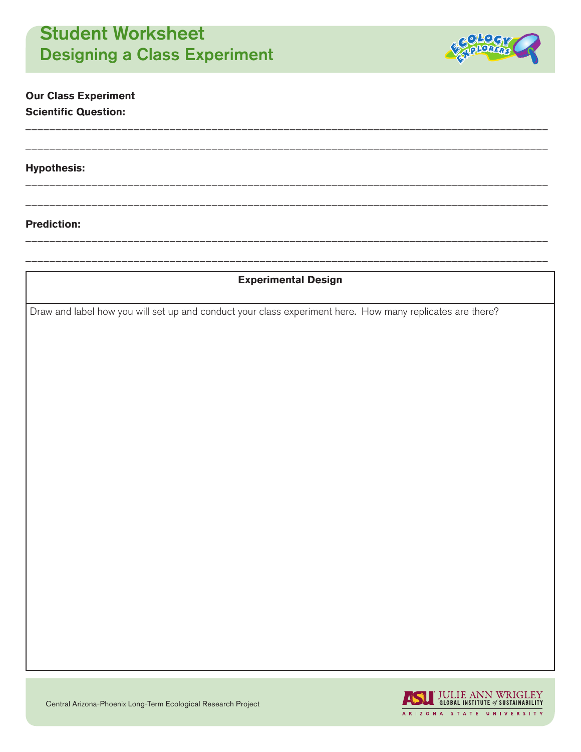# Student Worksheet
## Designing a Class Experiment

**Our Class Experiment**

**Scientific Question:**

_______________________________________________________________________________

_______________________________________________________________________________

**Hypothesis:**

_______________________________________________________________________________

_______________________________________________________________________________

**Prediction:**

_______________________________________________________________________________

_______________________________________________________________________________

| Experimental Design |
|---|
| Draw and label how you will set up and conduct your class experiment here. How many replicates are there? |

Central Arizona-Phoenix Long-Term Ecological Research Project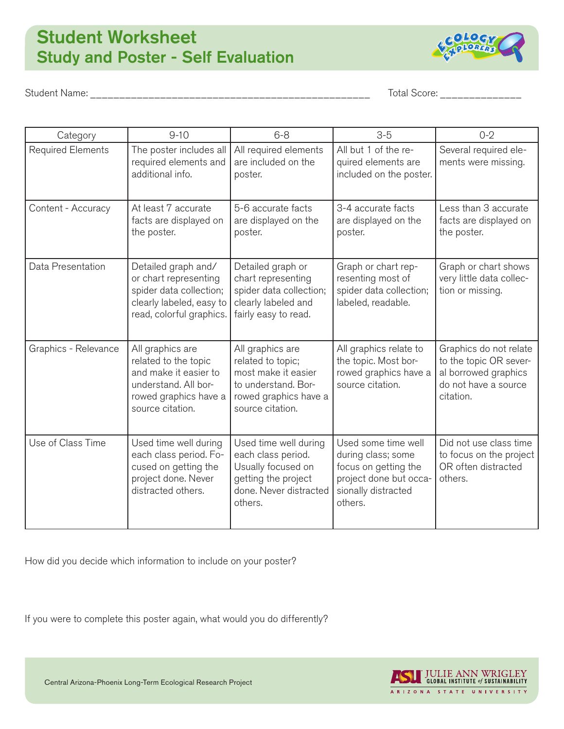# Student Worksheet
## Study and Poster - Self Evaluation

Student Name: ______________________________________________ Total Score: _____________

| Category | 9-10 | 6-8 | 3-5 | 0-2 |
|---|---|---|---|---|
| Required Elements | The poster includes all required elements and additional info. | All required elements are included on the poster. | All but 1 of the required elements are included on the poster. | Several required elements were missing. |
| Content - Accuracy | At least 7 accurate facts are displayed on the poster. | 5-6 accurate facts are displayed on the poster. | 3-4 accurate facts are displayed on the poster. | Less than 3 accurate facts are displayed on the poster. |
| Data Presentation | Detailed graph and/or chart representing spider data collection; clearly labeled, easy to read, colorful graphics. | Detailed graph or chart representing spider data collection; clearly labeled and fairly easy to read. | Graph or chart representing most of spider data collection; labeled, readable. | Graph or chart shows very little data collection or missing. |
| Graphics - Relevance | All graphics are related to the topic and make it easier to understand. All borrowed graphics have a source citation. | All graphics are related to topic; most make it easier to understand. Borrowed graphics have a source citation. | All graphics relate to the topic. Most borrowed graphics have a source citation. | Graphics do not relate to the topic OR several borrowed graphics do not have a source citation. |
| Use of Class Time | Used time well during each class period. Focused on getting the project done. Never distracted others. | Used time well during each class period. Usually focused on getting the project done. Never distracted others. | Used some time well during class; some focus on getting the project done but occasionally distracted others. | Did not use class time to focus on the project OR often distracted others. |

How did you decide which information to include on your poster?

If you were to complete this poster again, what would you do differently?

Central Arizona-Phoenix Long-Term Ecological Research Project